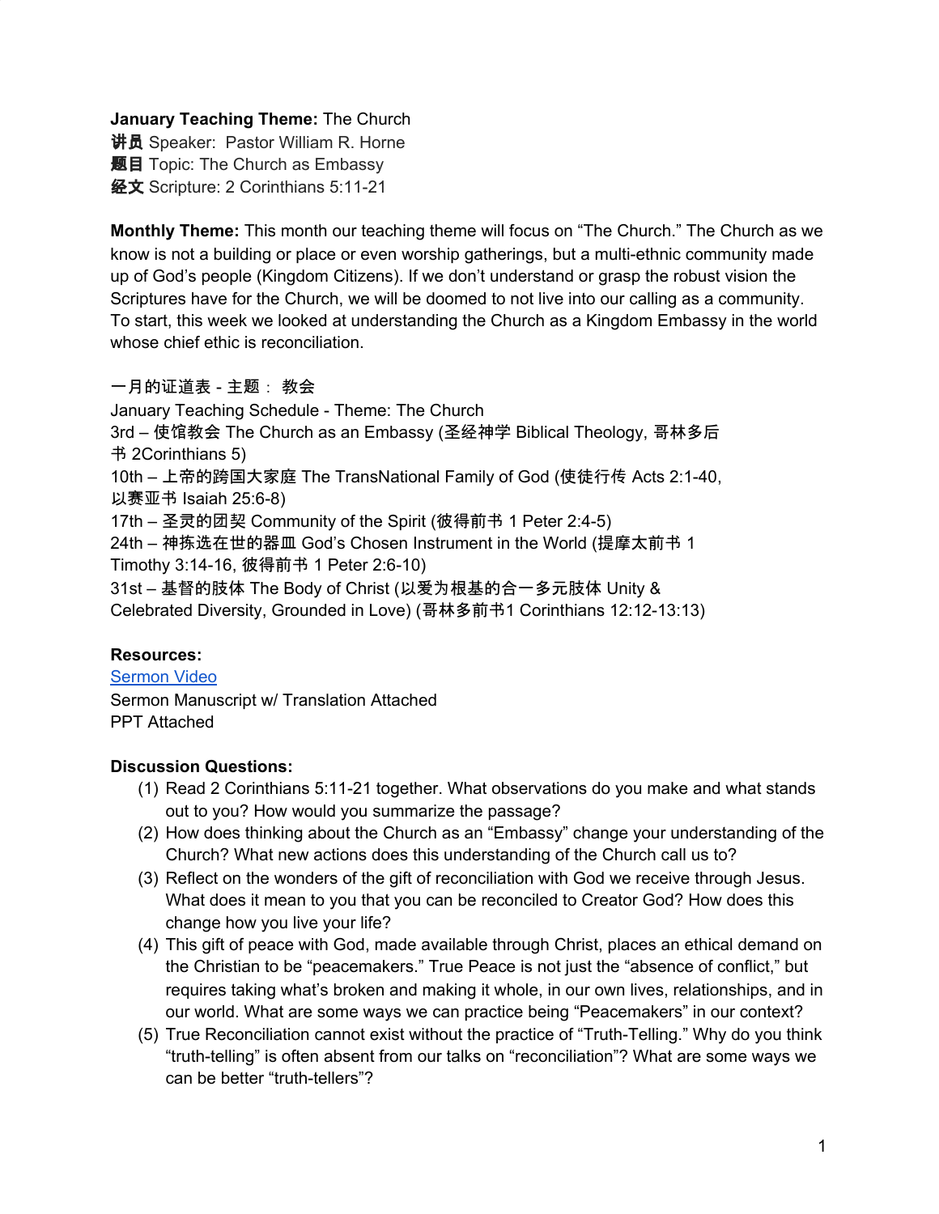**January Teaching Theme:** The Church
**讲员** Speaker: Pastor William R. Horne
**题目** Topic: The Church as Embassy
**经文** Scripture: 2 Corinthians 5:11-21

**Monthly Theme:** This month our teaching theme will focus on "The Church." The Church as we know is not a building or place or even worship gatherings, but a multi-ethnic community made up of God's people (Kingdom Citizens). If we don't understand or grasp the robust vision the Scriptures have for the Church, we will be doomed to not live into our calling as a community. To start, this week we looked at understanding the Church as a Kingdom Embassy in the world whose chief ethic is reconciliation.

一月的证道表 - 主题： 教会
January Teaching Schedule - Theme: The Church
3rd – 使馆教会 The Church as an Embassy (圣经神学 Biblical Theology, 哥林多后书 2Corinthians 5)
10th – 上帝的跨国大家庭 The TransNational Family of God (使徒行传 Acts 2:1-40, 以赛亚书 Isaiah 25:6-8)
17th – 圣灵的团契 Community of the Spirit (彼得前书 1 Peter 2:4-5)
24th – 神拣选在世的器皿 God's Chosen Instrument in the World (提摩太前书 1 Timothy 3:14-16, 彼得前书 1 Peter 2:6-10)
31st – 基督的肢体 The Body of Christ (以爱为根基的合一多元肢体 Unity & Celebrated Diversity, Grounded in Love) (哥林多前书1 Corinthians 12:12-13:13)

**Resources:**
Sermon Video
Sermon Manuscript w/ Translation Attached
PPT Attached

**Discussion Questions:**
(1) Read 2 Corinthians 5:11-21 together. What observations do you make and what stands out to you? How would you summarize the passage?
(2) How does thinking about the Church as an "Embassy" change your understanding of the Church? What new actions does this understanding of the Church call us to?
(3) Reflect on the wonders of the gift of reconciliation with God we receive through Jesus. What does it mean to you that you can be reconciled to Creator God? How does this change how you live your life?
(4) This gift of peace with God, made available through Christ, places an ethical demand on the Christian to be "peacemakers." True Peace is not just the "absence of conflict," but requires taking what's broken and making it whole, in our own lives, relationships, and in our world. What are some ways we can practice being "Peacemakers" in our context?
(5) True Reconciliation cannot exist without the practice of "Truth-Telling." Why do you think "truth-telling" is often absent from our talks on "reconciliation"? What are some ways we can be better "truth-tellers"?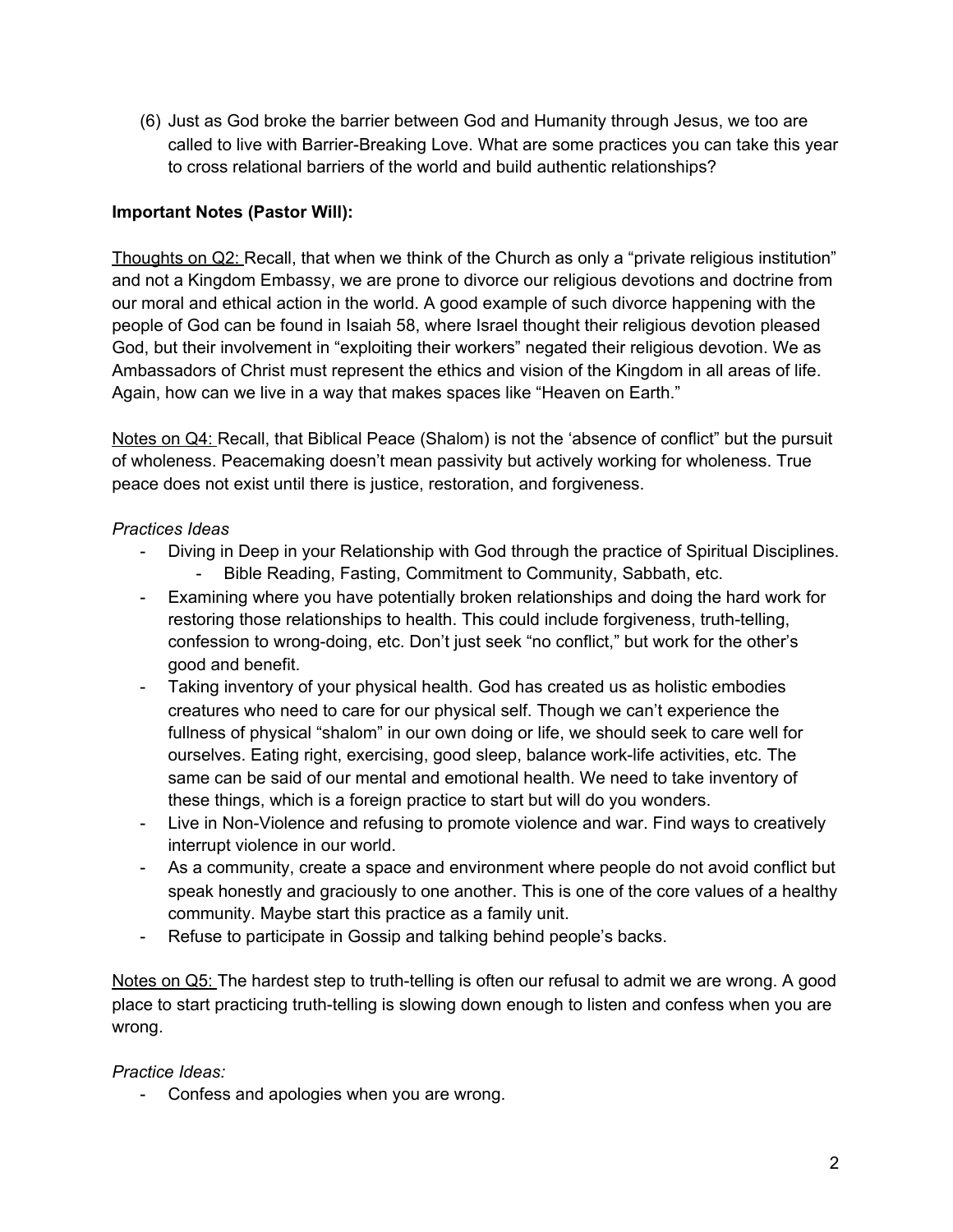(6) Just as God broke the barrier between God and Humanity through Jesus, we too are called to live with Barrier-Breaking Love. What are some practices you can take this year to cross relational barriers of the world and build authentic relationships?

**Important Notes (Pastor Will):**

<u>Thoughts on Q2:</u> Recall, that when we think of the Church as only a "private religious institution" and not a Kingdom Embassy, we are prone to divorce our religious devotions and doctrine from our moral and ethical action in the world. A good example of such divorce happening with the people of God can be found in Isaiah 58, where Israel thought their religious devotion pleased God, but their involvement in "exploiting their workers" negated their religious devotion. We as Ambassadors of Christ must represent the ethics and vision of the Kingdom in all areas of life. Again, how can we live in a way that makes spaces like "Heaven on Earth."

<u>Notes on Q4:</u> Recall, that Biblical Peace (Shalom) is not the 'absence of conflict" but the pursuit of wholeness. Peacemaking doesn't mean passivity but actively working for wholeness. True peace does not exist until there is justice, restoration, and forgiveness.

*Practices Ideas*

- Diving in Deep in your Relationship with God through the practice of Spiritual Disciplines.
  - Bible Reading, Fasting, Commitment to Community, Sabbath, etc.
- Examining where you have potentially broken relationships and doing the hard work for restoring those relationships to health. This could include forgiveness, truth-telling, confession to wrong-doing, etc. Don't just seek "no conflict," but work for the other's good and benefit.
- Taking inventory of your physical health. God has created us as holistic embodies creatures who need to care for our physical self. Though we can't experience the fullness of physical "shalom" in our own doing or life, we should seek to care well for ourselves. Eating right, exercising, good sleep, balance work-life activities, etc. The same can be said of our mental and emotional health. We need to take inventory of these things, which is a foreign practice to start but will do you wonders.
- Live in Non-Violence and refusing to promote violence and war. Find ways to creatively interrupt violence in our world.
- As a community, create a space and environment where people do not avoid conflict but speak honestly and graciously to one another. This is one of the core values of a healthy community. Maybe start this practice as a family unit.
- Refuse to participate in Gossip and talking behind people's backs.

<u>Notes on Q5:</u> The hardest step to truth-telling is often our refusal to admit we are wrong. A good place to start practicing truth-telling is slowing down enough to listen and confess when you are wrong.

*Practice Ideas:*

- Confess and apologies when you are wrong.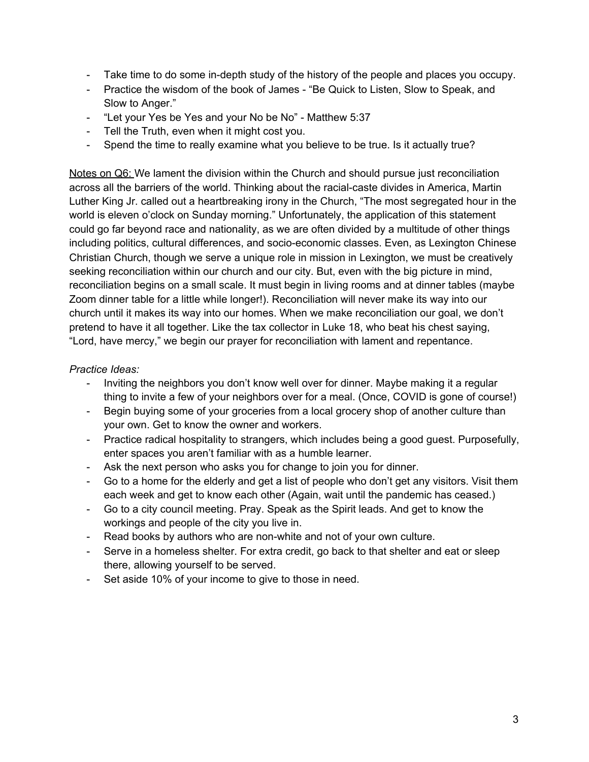- Take time to do some in-depth study of the history of the people and places you occupy.
- Practice the wisdom of the book of James - "Be Quick to Listen, Slow to Speak, and Slow to Anger."
- "Let your Yes be Yes and your No be No" - Matthew 5:37
- Tell the Truth, even when it might cost you.
- Spend the time to really examine what you believe to be true. Is it actually true?

Notes on Q6: We lament the division within the Church and should pursue just reconciliation across all the barriers of the world. Thinking about the racial-caste divides in America, Martin Luther King Jr. called out a heartbreaking irony in the Church, "The most segregated hour in the world is eleven o'clock on Sunday morning." Unfortunately, the application of this statement could go far beyond race and nationality, as we are often divided by a multitude of other things including politics, cultural differences, and socio-economic classes. Even, as Lexington Chinese Christian Church, though we serve a unique role in mission in Lexington, we must be creatively seeking reconciliation within our church and our city. But, even with the big picture in mind, reconciliation begins on a small scale. It must begin in living rooms and at dinner tables (maybe Zoom dinner table for a little while longer!). Reconciliation will never make its way into our church until it makes its way into our homes. When we make reconciliation our goal, we don't pretend to have it all together. Like the tax collector in Luke 18, who beat his chest saying, "Lord, have mercy," we begin our prayer for reconciliation with lament and repentance.

*Practice Ideas:*

- Inviting the neighbors you don't know well over for dinner. Maybe making it a regular thing to invite a few of your neighbors over for a meal. (Once, COVID is gone of course!)
- Begin buying some of your groceries from a local grocery shop of another culture than your own. Get to know the owner and workers.
- Practice radical hospitality to strangers, which includes being a good guest. Purposefully, enter spaces you aren't familiar with as a humble learner.
- Ask the next person who asks you for change to join you for dinner.
- Go to a home for the elderly and get a list of people who don't get any visitors. Visit them each week and get to know each other (Again, wait until the pandemic has ceased.)
- Go to a city council meeting. Pray. Speak as the Spirit leads. And get to know the workings and people of the city you live in.
- Read books by authors who are non-white and not of your own culture.
- Serve in a homeless shelter. For extra credit, go back to that shelter and eat or sleep there, allowing yourself to be served.
- Set aside 10% of your income to give to those in need.